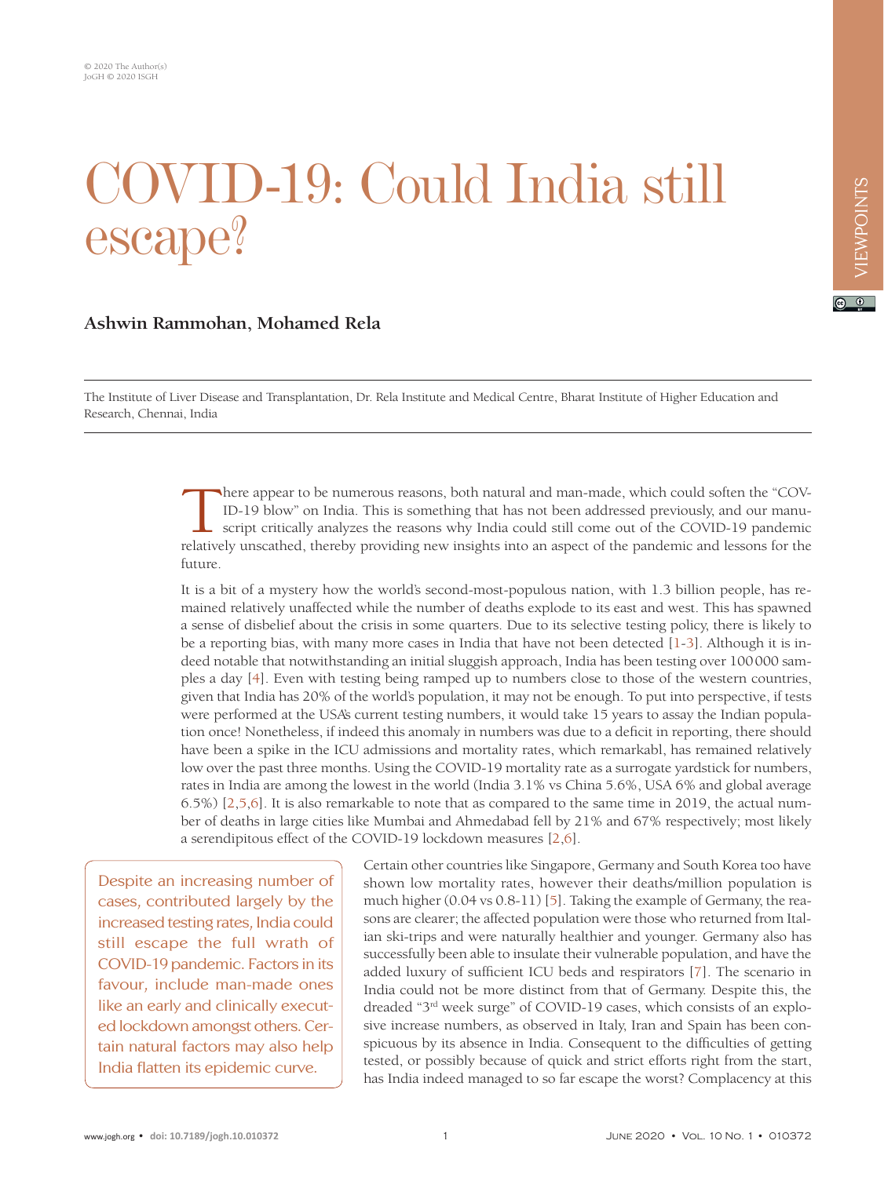# COVID-19: Could India still escape?

**Ashwin Rammohan, Mohamed Rela**

The Institute of Liver Disease and Transplantation, Dr. Rela Institute and Medical Centre, Bharat Institute of Higher Education and Research, Chennai, India

There appear to be numerous reasons, both natural and man-made, which could soften the "COVID-19 blow" on India. This is something that has not been addressed previously, and our manuscript critically analyzes the reasons why India could still come out of the COVID-19 pandemic relatively unscathed, thereby providing new insights into an aspect of the pandemic and lessons for the future.

It is a bit of a mystery how the world's second-most-populous nation, with 1.3 billion people, has remained relatively unaffected while the number of deaths explode to its east and west. This has spawned a sense of disbelief about the crisis in some quarters. Due to its selective testing policy, there is likely to be a reporting bias, with many more cases in India that have not been detected [1-3]. Although it is indeed notable that notwithstanding an initial sluggish approach, India has been testing over 100 000 samples a day [4]. Even with testing being ramped up to numbers close to those of the western countries, given that India has 20% of the world's population, it may not be enough. To put into perspective, if tests were performed at the USA's current testing numbers, it would take 15 years to assay the Indian population once! Nonetheless, if indeed this anomaly in numbers was due to a deficit in reporting, there should have been a spike in the ICU admissions and mortality rates, which remarkabl, has remained relatively low over the past three months. Using the COVID-19 mortality rate as a surrogate yardstick for numbers, rates in India are among the lowest in the world (India 3.1% vs China 5.6%, USA 6% and global average 6.5%) [2,5,6]. It is also remarkable to note that as compared to the same time in 2019, the actual number of deaths in large cities like Mumbai and Ahmedabad fell by 21% and 67% respectively; most likely a serendipitous effect of the COVID-19 lockdown measures [2,6].

> Despite an increasing number of cases, contributed largely by the increased testing rates, India could still escape the full wrath of COVID-19 pandemic. Factors in its favour, include man-made ones like an early and clinically executed lockdown amongst others. Certain natural factors may also help India flatten its epidemic curve.

Certain other countries like Singapore, Germany and South Korea too have shown low mortality rates, however their deaths/million population is much higher (0.04 vs 0.8-11) [5]. Taking the example of Germany, the reasons are clearer; the affected population were those who returned from Italian ski-trips and were naturally healthier and younger. Germany also has successfully been able to insulate their vulnerable population, and have the added luxury of sufficient ICU beds and respirators [7]. The scenario in India could not be more distinct from that of Germany. Despite this, the dreaded "3rd week surge" of COVID-19 cases, which consists of an explosive increase numbers, as observed in Italy, Iran and Spain has been conspicuous by its absence in India. Consequent to the difficulties of getting tested, or possibly because of quick and strict efforts right from the start, has India indeed managed to so far escape the worst? Complacency at this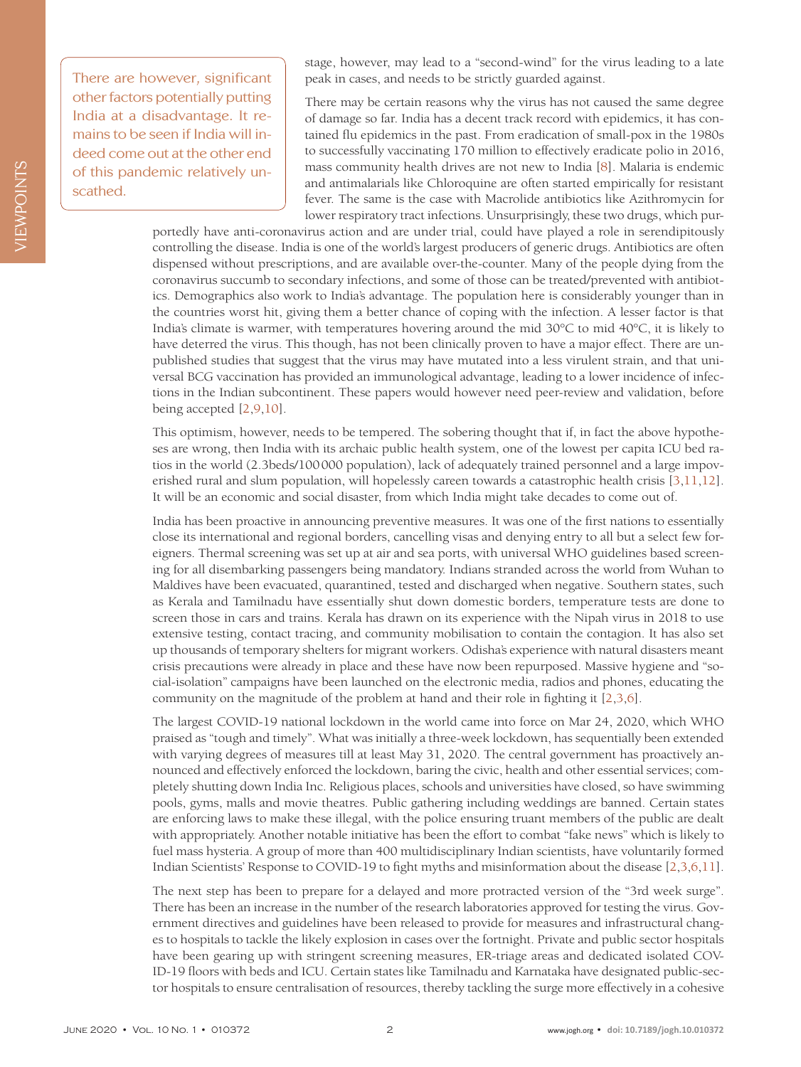> There are however, significant other factors potentially putting India at a disadvantage. It remains to be seen if India will indeed come out at the other end of this pandemic relatively unscathed.

stage, however, may lead to a "second-wind" for the virus leading to a late peak in cases, and needs to be strictly guarded against.

There may be certain reasons why the virus has not caused the same degree of damage so far. India has a decent track record with epidemics, it has contained flu epidemics in the past. From eradication of small-pox in the 1980s to successfully vaccinating 170 million to effectively eradicate polio in 2016, mass community health drives are not new to India [8]. Malaria is endemic and antimalarials like Chloroquine are often started empirically for resistant fever. The same is the case with Macrolide antibiotics like Azithromycin for lower respiratory tract infections. Unsurprisingly, these two drugs, which purportedly have anti-coronavirus action and are under trial, could have played a role in serendipitously controlling the disease. India is one of the world's largest producers of generic drugs. Antibiotics are often dispensed without prescriptions, and are available over-the-counter. Many of the people dying from the coronavirus succumb to secondary infections, and some of those can be treated/prevented with antibiotics. Demographics also work to India's advantage. The population here is considerably younger than in the countries worst hit, giving them a better chance of coping with the infection. A lesser factor is that India's climate is warmer, with temperatures hovering around the mid 30°C to mid 40°C, it is likely to have deterred the virus. This though, has not been clinically proven to have a major effect. There are unpublished studies that suggest that the virus may have mutated into a less virulent strain, and that universal BCG vaccination has provided an immunological advantage, leading to a lower incidence of infections in the Indian subcontinent. These papers would however need peer-review and validation, before being accepted [2,9,10].

This optimism, however, needs to be tempered. The sobering thought that if, in fact the above hypotheses are wrong, then India with its archaic public health system, one of the lowest per capita ICU bed ratios in the world (2.3beds/100 000 population), lack of adequately trained personnel and a large impoverished rural and slum population, will hopelessly careen towards a catastrophic health crisis [3,11,12]. It will be an economic and social disaster, from which India might take decades to come out of.

India has been proactive in announcing preventive measures. It was one of the first nations to essentially close its international and regional borders, cancelling visas and denying entry to all but a select few foreigners. Thermal screening was set up at air and sea ports, with universal WHO guidelines based screening for all disembarking passengers being mandatory. Indians stranded across the world from Wuhan to Maldives have been evacuated, quarantined, tested and discharged when negative. Southern states, such as Kerala and Tamilnadu have essentially shut down domestic borders, temperature tests are done to screen those in cars and trains. Kerala has drawn on its experience with the Nipah virus in 2018 to use extensive testing, contact tracing, and community mobilisation to contain the contagion. It has also set up thousands of temporary shelters for migrant workers. Odisha's experience with natural disasters meant crisis precautions were already in place and these have now been repurposed. Massive hygiene and "social-isolation" campaigns have been launched on the electronic media, radios and phones, educating the community on the magnitude of the problem at hand and their role in fighting it [2,3,6].

The largest COVID-19 national lockdown in the world came into force on Mar 24, 2020, which WHO praised as "tough and timely". What was initially a three-week lockdown, has sequentially been extended with varying degrees of measures till at least May 31, 2020. The central government has proactively announced and effectively enforced the lockdown, baring the civic, health and other essential services; completely shutting down India Inc. Religious places, schools and universities have closed, so have swimming pools, gyms, malls and movie theatres. Public gathering including weddings are banned. Certain states are enforcing laws to make these illegal, with the police ensuring truant members of the public are dealt with appropriately. Another notable initiative has been the effort to combat "fake news" which is likely to fuel mass hysteria. A group of more than 400 multidisciplinary Indian scientists, have voluntarily formed Indian Scientists' Response to COVID-19 to fight myths and misinformation about the disease [2,3,6,11].

The next step has been to prepare for a delayed and more protracted version of the "3rd week surge". There has been an increase in the number of the research laboratories approved for testing the virus. Government directives and guidelines have been released to provide for measures and infrastructural changes to hospitals to tackle the likely explosion in cases over the fortnight. Private and public sector hospitals have been gearing up with stringent screening measures, ER-triage areas and dedicated isolated COVID-19 floors with beds and ICU. Certain states like Tamilnadu and Karnataka have designated public-sector hospitals to ensure centralisation of resources, thereby tackling the surge more effectively in a cohesive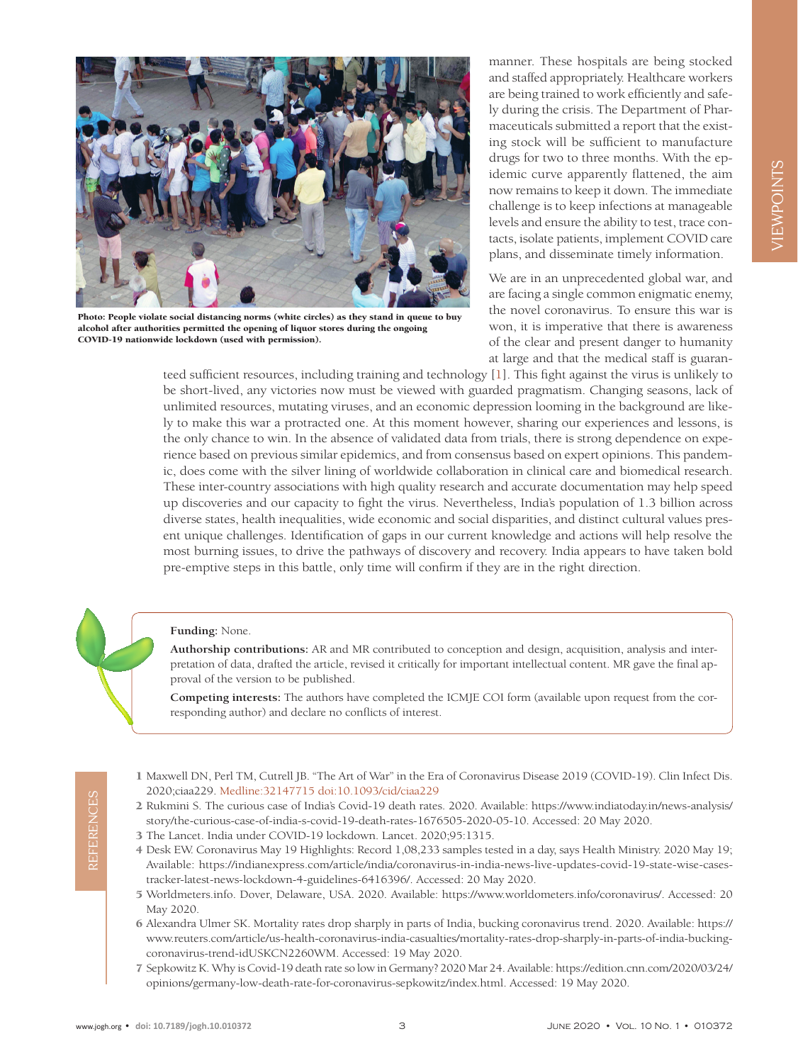Photo: People violate social distancing norms (white circles) as they stand in queue to buy alcohol after authorities permitted the opening of liquor stores during the ongoing COVID-19 nationwide lockdown (used with permission).

manner. These hospitals are being stocked and staffed appropriately. Healthcare workers are being trained to work efficiently and safely during the crisis. The Department of Pharmaceuticals submitted a report that the existing stock will be sufficient to manufacture drugs for two to three months. With the epidemic curve apparently flattened, the aim now remains to keep it down. The immediate challenge is to keep infections at manageable levels and ensure the ability to test, trace contacts, isolate patients, implement COVID care plans, and disseminate timely information.

We are in an unprecedented global war, and are facing a single common enigmatic enemy, the novel coronavirus. To ensure this war is won, it is imperative that there is awareness of the clear and present danger to humanity at large and that the medical staff is guaranteed sufficient resources, including training and technology [1]. This fight against the virus is unlikely to be short-lived, any victories now must be viewed with guarded pragmatism. Changing seasons, lack of unlimited resources, mutating viruses, and an economic depression looming in the background are likely to make this war a protracted one. At this moment however, sharing our experiences and lessons, is the only chance to win. In the absence of validated data from trials, there is strong dependence on experience based on previous similar epidemics, and from consensus based on expert opinions. This pandemic, does come with the silver lining of worldwide collaboration in clinical care and biomedical research. These inter-country associations with high quality research and accurate documentation may help speed up discoveries and our capacity to fight the virus. Nevertheless, India's population of 1.3 billion across diverse states, health inequalities, wide economic and social disparities, and distinct cultural values present unique challenges. Identification of gaps in our current knowledge and actions will help resolve the most burning issues, to drive the pathways of discovery and recovery. India appears to have taken bold pre-emptive steps in this battle, only time will confirm if they are in the right direction.

**Funding:** None.

**Authorship contributions:** AR and MR contributed to conception and design, acquisition, analysis and interpretation of data, drafted the article, revised it critically for important intellectual content. MR gave the final approval of the version to be published.

**Competing interests:** The authors have completed the ICMJE COI form (available upon request from the corresponding author) and declare no conflicts of interest.

## REFERENCES

1. Maxwell DN, Perl TM, Cutrell JB. "The Art of War" in the Era of Coronavirus Disease 2019 (COVID-19). Clin Infect Dis. 2020;ciaa229. Medline:32147715 doi:10.1093/cid/ciaa229
2. Rukmini S. The curious case of India's Covid-19 death rates. 2020. Available: https://www.indiatoday.in/news-analysis/story/the-curious-case-of-india-s-covid-19-death-rates-1676505-2020-05-10. Accessed: 20 May 2020.
3. The Lancet. India under COVID-19 lockdown. Lancet. 2020;95:1315.
4. Desk EW. Coronavirus May 19 Highlights: Record 1,08,233 samples tested in a day, says Health Ministry. 2020 May 19; Available: https://indianexpress.com/article/india/coronavirus-in-india-news-live-updates-covid-19-state-wise-cases-tracker-latest-news-lockdown-4-guidelines-6416396/. Accessed: 20 May 2020.
5. Worldmeters.info. Dover, Delaware, USA. 2020. Available: https://www.worldometers.info/coronavirus/. Accessed: 20 May 2020.
6. Alexandra Ulmer SK. Mortality rates drop sharply in parts of India, bucking coronavirus trend. 2020. Available: https://www.reuters.com/article/us-health-coronavirus-india-casualties/mortality-rates-drop-sharply-in-parts-of-india-bucking-coronavirus-trend-idUSKCN2260WM. Accessed: 19 May 2020.
7. Sepkowitz K. Why is Covid-19 death rate so low in Germany? 2020 Mar 24. Available: https://edition.cnn.com/2020/03/24/opinions/germany-low-death-rate-for-coronavirus-sepkowitz/index.html. Accessed: 19 May 2020.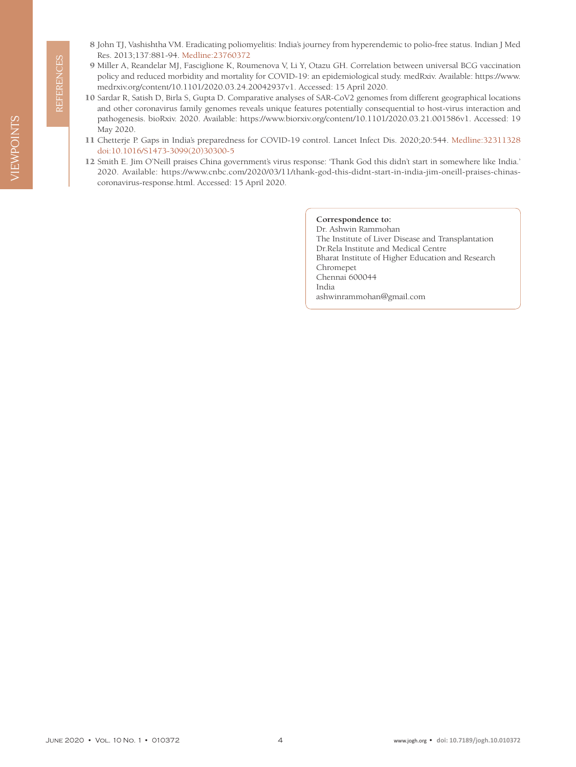8. John TJ, Vashishtha VM. Eradicating poliomyelitis: India's journey from hyperendemic to polio-free status. Indian J Med Res. 2013;137:881-94. Medline:23760372
9. Miller A, Reandelar MJ, Fasciglione K, Roumenova V, Li Y, Otazu GH. Correlation between universal BCG vaccination policy and reduced morbidity and mortality for COVID-19: an epidemiological study. medRxiv. Available: https://www.medrxiv.org/content/10.1101/2020.03.24.20042937v1. Accessed: 15 April 2020.
10. Sardar R, Satish D, Birla S, Gupta D. Comparative analyses of SAR-CoV2 genomes from different geographical locations and other coronavirus family genomes reveals unique features potentially consequential to host-virus interaction and pathogenesis. bioRxiv. 2020. Available: https://www.biorxiv.org/content/10.1101/2020.03.21.001586v1. Accessed: 19 May 2020.
11. Chetterje P. Gaps in India's preparedness for COVID-19 control. Lancet Infect Dis. 2020;20:544. Medline:32311328 doi:10.1016/S1473-3099(20)30300-5
12. Smith E. Jim O'Neill praises China government's virus response: 'Thank God this didn't start in somewhere like India.' 2020. Available: https://www.cnbc.com/2020/03/11/thank-god-this-didnt-start-in-india-jim-oneill-praises-chinas-coronavirus-response.html. Accessed: 15 April 2020.

**Correspondence to:**
Dr. Ashwin Rammohan
The Institute of Liver Disease and Transplantation
Dr.Rela Institute and Medical Centre
Bharat Institute of Higher Education and Research
Chromepet
Chennai 600044
India
ashwinrammohan@gmail.com